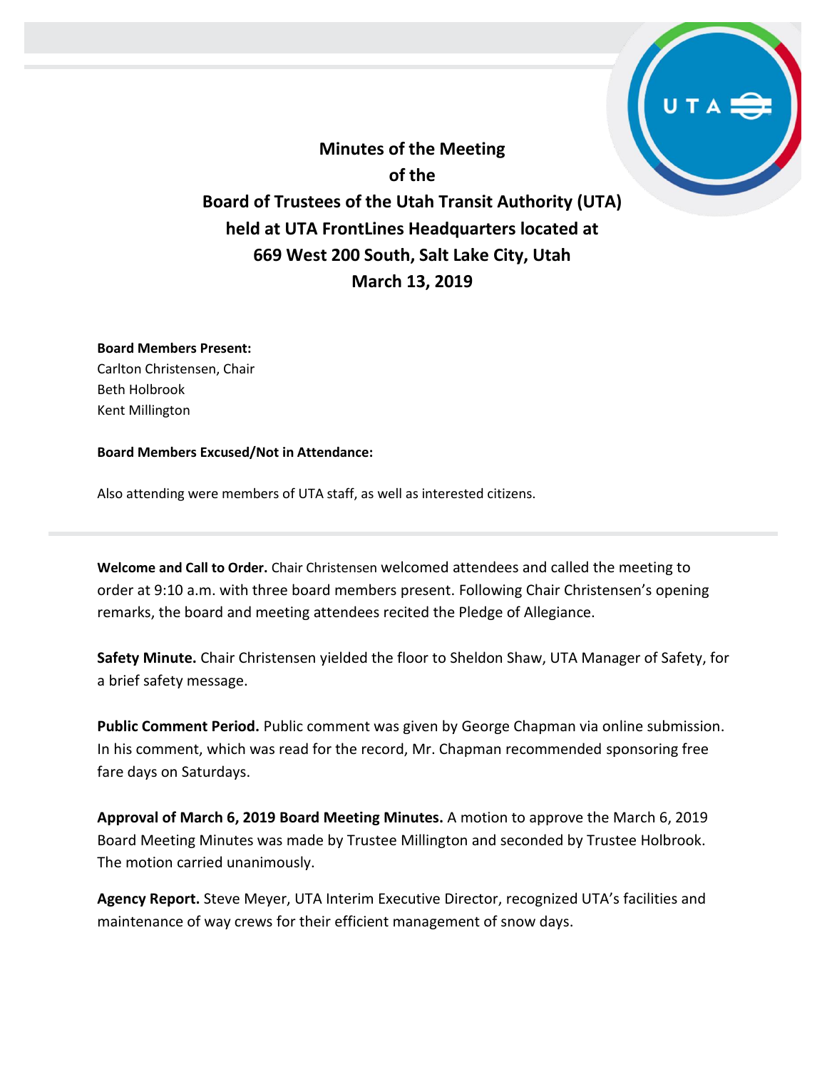# Minutes of the Meeting of the Board of Trustees of the Utah Transit Authority (UTA) held at UTA FrontLines Headquarters located at 669 West 200 South, Salt Lake City, Utah March 13, 2019

**Board Members Present:**
Carlton Christensen, Chair
Beth Holbrook
Kent Millington

**Board Members Excused/Not in Attendance:**

Also attending were members of UTA staff, as well as interested citizens.

---

**Welcome and Call to Order.** Chair Christensen welcomed attendees and called the meeting to order at 9:10 a.m. with three board members present. Following Chair Christensen's opening remarks, the board and meeting attendees recited the Pledge of Allegiance.

**Safety Minute.** Chair Christensen yielded the floor to Sheldon Shaw, UTA Manager of Safety, for a brief safety message.

**Public Comment Period.** Public comment was given by George Chapman via online submission. In his comment, which was read for the record, Mr. Chapman recommended sponsoring free fare days on Saturdays.

**Approval of March 6, 2019 Board Meeting Minutes.** A motion to approve the March 6, 2019 Board Meeting Minutes was made by Trustee Millington and seconded by Trustee Holbrook. The motion carried unanimously.

**Agency Report.** Steve Meyer, UTA Interim Executive Director, recognized UTA's facilities and maintenance of way crews for their efficient management of snow days.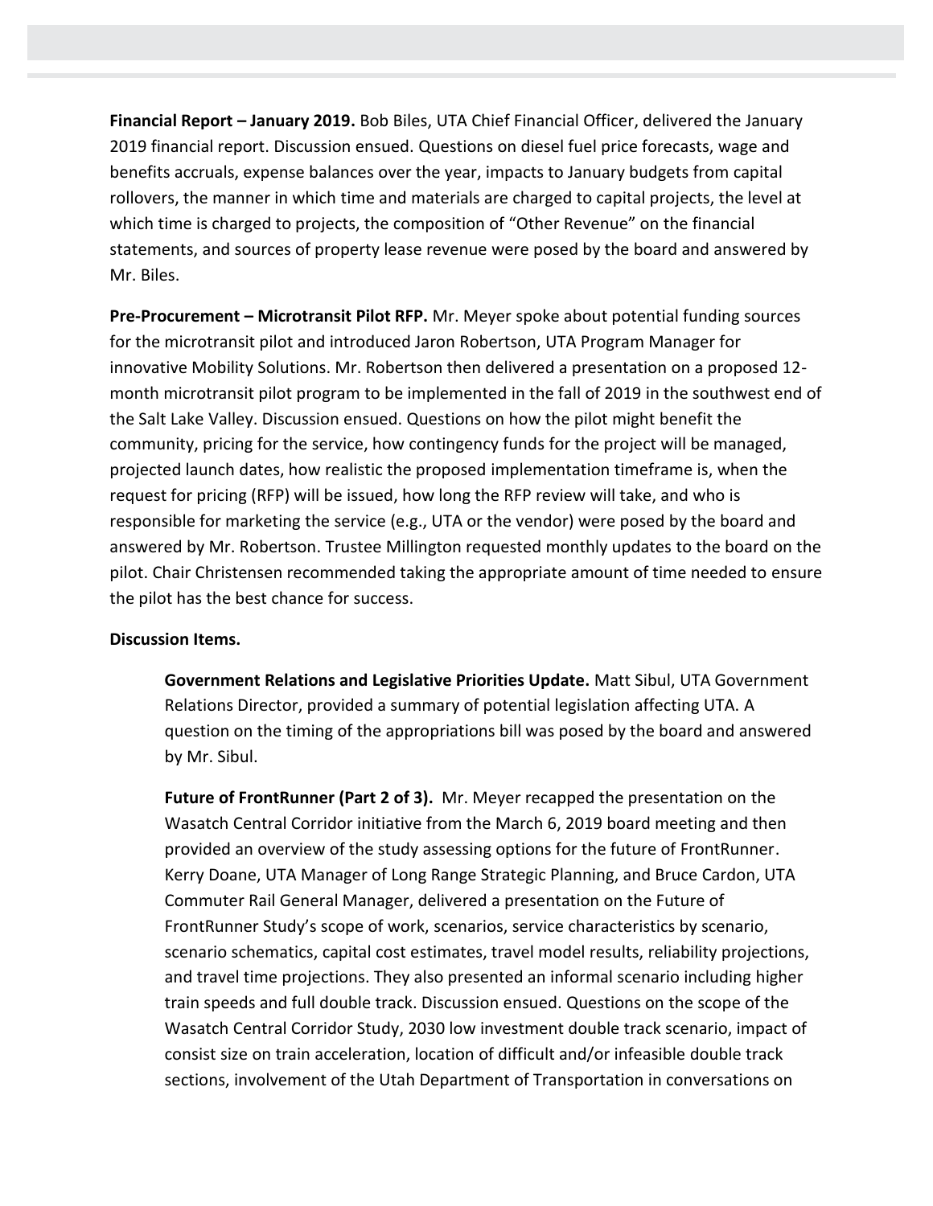**Financial Report – January 2019.** Bob Biles, UTA Chief Financial Officer, delivered the January 2019 financial report. Discussion ensued. Questions on diesel fuel price forecasts, wage and benefits accruals, expense balances over the year, impacts to January budgets from capital rollovers, the manner in which time and materials are charged to capital projects, the level at which time is charged to projects, the composition of "Other Revenue" on the financial statements, and sources of property lease revenue were posed by the board and answered by Mr. Biles.

**Pre-Procurement – Microtransit Pilot RFP.** Mr. Meyer spoke about potential funding sources for the microtransit pilot and introduced Jaron Robertson, UTA Program Manager for innovative Mobility Solutions. Mr. Robertson then delivered a presentation on a proposed 12-month microtransit pilot program to be implemented in the fall of 2019 in the southwest end of the Salt Lake Valley. Discussion ensued. Questions on how the pilot might benefit the community, pricing for the service, how contingency funds for the project will be managed, projected launch dates, how realistic the proposed implementation timeframe is, when the request for pricing (RFP) will be issued, how long the RFP review will take, and who is responsible for marketing the service (e.g., UTA or the vendor) were posed by the board and answered by Mr. Robertson. Trustee Millington requested monthly updates to the board on the pilot. Chair Christensen recommended taking the appropriate amount of time needed to ensure the pilot has the best chance for success.

**Discussion Items.**

**Government Relations and Legislative Priorities Update.** Matt Sibul, UTA Government Relations Director, provided a summary of potential legislation affecting UTA. A question on the timing of the appropriations bill was posed by the board and answered by Mr. Sibul.

**Future of FrontRunner (Part 2 of 3).** Mr. Meyer recapped the presentation on the Wasatch Central Corridor initiative from the March 6, 2019 board meeting and then provided an overview of the study assessing options for the future of FrontRunner. Kerry Doane, UTA Manager of Long Range Strategic Planning, and Bruce Cardon, UTA Commuter Rail General Manager, delivered a presentation on the Future of FrontRunner Study's scope of work, scenarios, service characteristics by scenario, scenario schematics, capital cost estimates, travel model results, reliability projections, and travel time projections. They also presented an informal scenario including higher train speeds and full double track. Discussion ensued. Questions on the scope of the Wasatch Central Corridor Study, 2030 low investment double track scenario, impact of consist size on train acceleration, location of difficult and/or infeasible double track sections, involvement of the Utah Department of Transportation in conversations on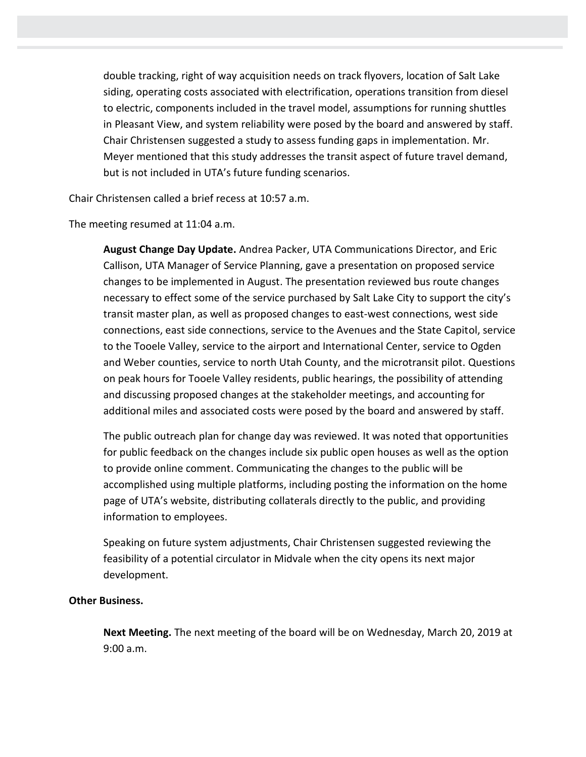double tracking, right of way acquisition needs on track flyovers, location of Salt Lake siding, operating costs associated with electrification, operations transition from diesel to electric, components included in the travel model, assumptions for running shuttles in Pleasant View, and system reliability were posed by the board and answered by staff. Chair Christensen suggested a study to assess funding gaps in implementation. Mr. Meyer mentioned that this study addresses the transit aspect of future travel demand, but is not included in UTA's future funding scenarios.

Chair Christensen called a brief recess at 10:57 a.m.

The meeting resumed at 11:04 a.m.

**August Change Day Update.** Andrea Packer, UTA Communications Director, and Eric Callison, UTA Manager of Service Planning, gave a presentation on proposed service changes to be implemented in August. The presentation reviewed bus route changes necessary to effect some of the service purchased by Salt Lake City to support the city's transit master plan, as well as proposed changes to east-west connections, west side connections, east side connections, service to the Avenues and the State Capitol, service to the Tooele Valley, service to the airport and International Center, service to Ogden and Weber counties, service to north Utah County, and the microtransit pilot. Questions on peak hours for Tooele Valley residents, public hearings, the possibility of attending and discussing proposed changes at the stakeholder meetings, and accounting for additional miles and associated costs were posed by the board and answered by staff.

The public outreach plan for change day was reviewed. It was noted that opportunities for public feedback on the changes include six public open houses as well as the option to provide online comment. Communicating the changes to the public will be accomplished using multiple platforms, including posting the information on the home page of UTA's website, distributing collaterals directly to the public, and providing information to employees.

Speaking on future system adjustments, Chair Christensen suggested reviewing the feasibility of a potential circulator in Midvale when the city opens its next major development.

**Other Business.**

**Next Meeting.** The next meeting of the board will be on Wednesday, March 20, 2019 at 9:00 a.m.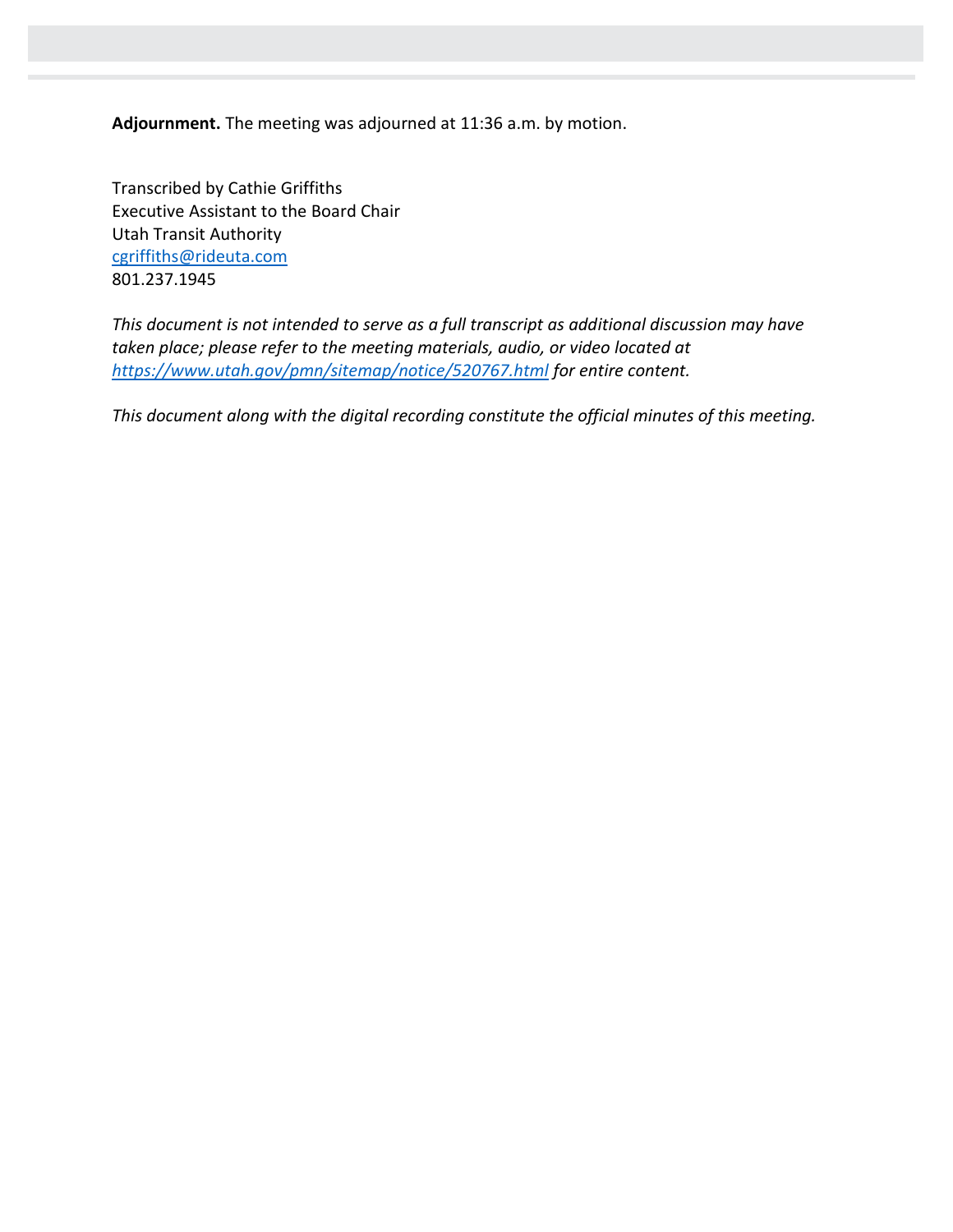**Adjournment.** The meeting was adjourned at 11:36 a.m. by motion.

Transcribed by Cathie Griffiths
Executive Assistant to the Board Chair
Utah Transit Authority
cgriffiths@rideuta.com
801.237.1945

*This document is not intended to serve as a full transcript as additional discussion may have taken place; please refer to the meeting materials, audio, or video located at https://www.utah.gov/pmn/sitemap/notice/520767.html for entire content.*

*This document along with the digital recording constitute the official minutes of this meeting.*